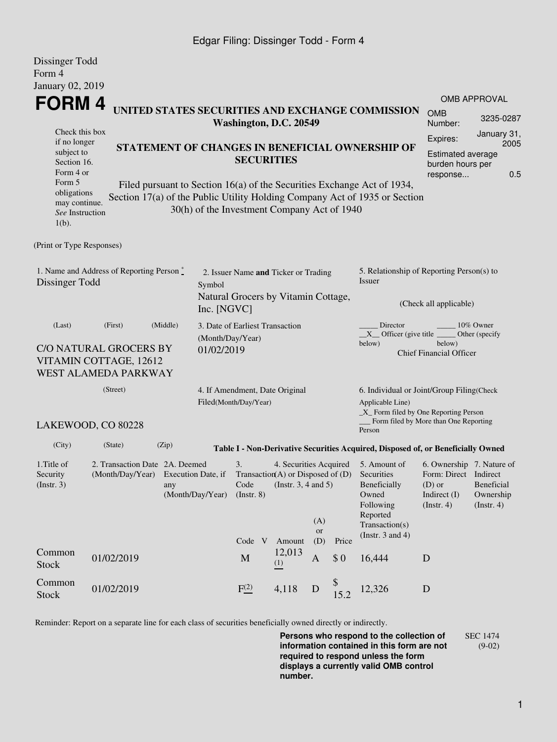Dissinger Todd
Form 4
January 02, 2019

# FORM 4

Check this box if no longer subject to Section 16. Form 4 or Form 5 obligations may continue. *See* Instruction 1(b).

## UNITED STATES SECURITIES AND EXCHANGE COMMISSION
**Washington, D.C. 20549**

## STATEMENT OF CHANGES IN BENEFICIAL OWNERSHIP OF SECURITIES

Filed pursuant to Section 16(a) of the Securities Exchange Act of 1934, Section 17(a) of the Public Utility Holding Company Act of 1935 or Section 30(h) of the Investment Company Act of 1940

OMB APPROVAL

| | |
|---|---|
| OMB Number: | 3235-0287 |
| Expires: | January 31, 2005 |
| Estimated average burden hours per response... | 0.5 |

(Print or Type Responses)

1. Name and Address of Reporting Person *
Dissinger Todd

(Last) (First) (Middle)

C/O NATURAL GROCERS BY VITAMIN COTTAGE, 12612 WEST ALAMEDA PARKWAY

(Street)

LAKEWOOD, CO 80228

(City) (State) (Zip)

2. Issuer Name **and** Ticker or Trading Symbol
Natural Grocers by Vitamin Cottage, Inc. [NGVC]

3. Date of Earliest Transaction (Month/Day/Year)
01/02/2019

4. If Amendment, Date Original Filed(Month/Day/Year)

5. Relationship of Reporting Person(s) to Issuer

(Check all applicable)

_____ Director _____ 10% Owner
__X__ Officer (give title below) _____ Other (specify below)
Chief Financial Officer

6. Individual or Joint/Group Filing(Check Applicable Line)
_X_ Form filed by One Reporting Person
___ Form filed by More than One Reporting Person

**Table I - Non-Derivative Securities Acquired, Disposed of, or Beneficially Owned**

| 1.Title of Security (Instr. 3) | 2. Transaction Date (Month/Day/Year) | 2A. Deemed Execution Date, if any (Month/Day/Year) | 3. Transaction Code (Instr. 8) | | 4. Securities Acquired (A) or Disposed of (D) (Instr. 3, 4 and 5) | | | 5. Amount of Securities Beneficially Owned Following Reported Transaction(s) (Instr. 3 and 4) | 6. Ownership Form: Direct (D) or Indirect (I) (Instr. 4) | 7. Nature of Indirect Beneficial Ownership (Instr. 4) |
|---|---|---|---|---|---|---|---|---|---|---|
| | | | Code | V | Amount | (A) or (D) | Price | | | |
| Common Stock | 01/02/2019 | | M | | 12,013 (1) | A | $ 0 | 16,444 | D | |
| Common Stock | 01/02/2019 | | F (2) | | 4,118 | D | $ 15.2 | 12,326 | D | |

Reminder: Report on a separate line for each class of securities beneficially owned directly or indirectly.

**Persons who respond to the collection of information contained in this form are not required to respond unless the form displays a currently valid OMB control number.**

SEC 1474 (9-02)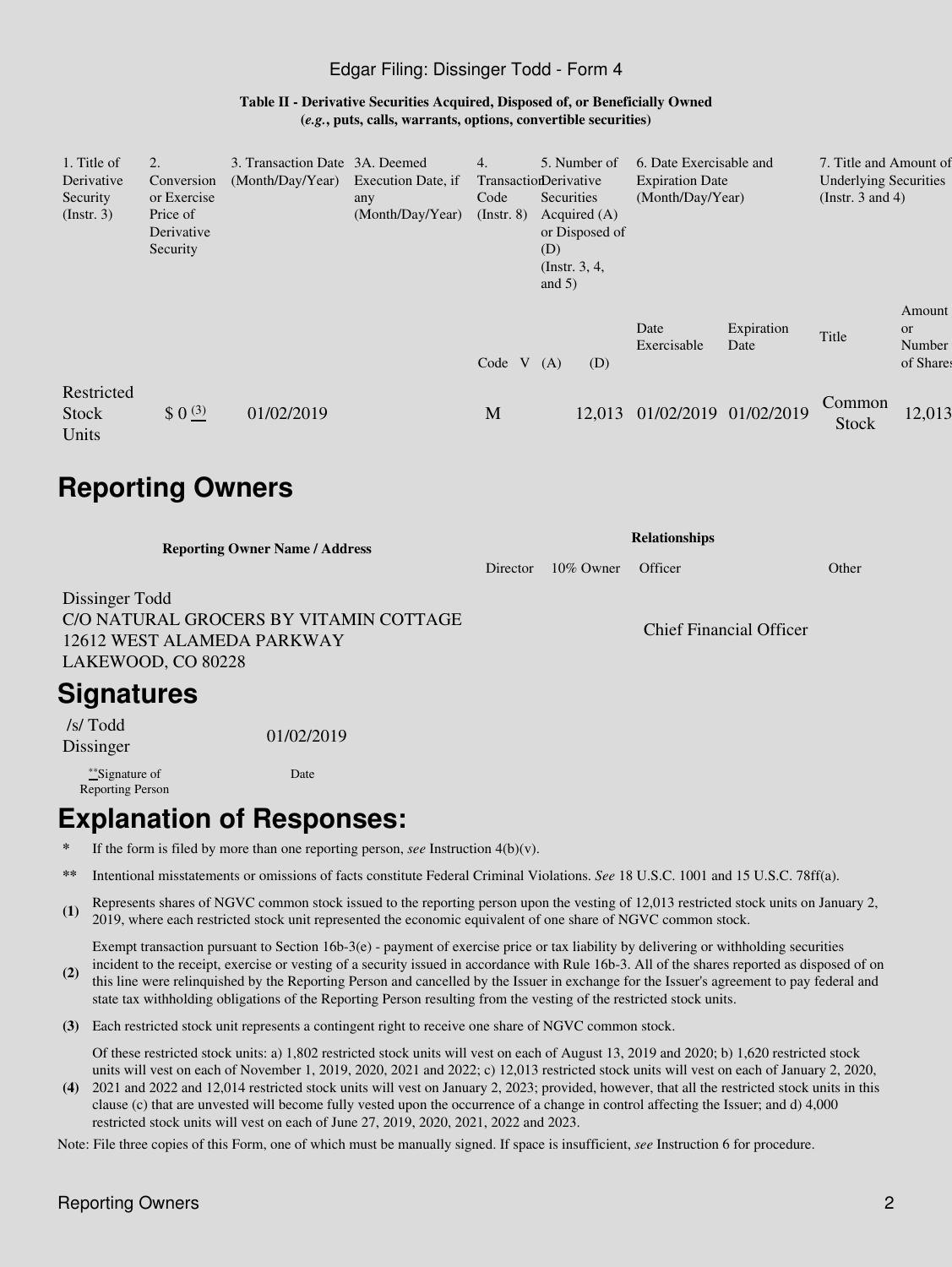Edgar Filing: Dissinger Todd - Form 4

**Table II - Derivative Securities Acquired, Disposed of, or Beneficially Owned**
**(*e.g.*, puts, calls, warrants, options, convertible securities)**

| 1. Title of Derivative Security (Instr. 3) | 2. Conversion or Exercise Price of Derivative Security | 3. Transaction Date (Month/Day/Year) | 3A. Deemed Execution Date, if any (Month/Day/Year) | 4. Transaction Code (Instr. 8) | | 5. Number of Derivative Securities Acquired (A) or Disposed of (D) (Instr. 3, 4, and 5) | | 6. Date Exercisable and Expiration Date (Month/Day/Year) | | 7. Title and Amount of Underlying Securities (Instr. 3 and 4) | |
|---|---|---|---|---|---|---|---|---|---|---|---|
| | | | | Code | V | (A) | (D) | Date Exercisable | Expiration Date | Title | Amount or Number of Shares |
| Restricted Stock Units | $ 0 (3) | 01/02/2019 | | M | | | 12,013 | 01/02/2019 | 01/02/2019 | Common Stock | 12,013 |

# Reporting Owners

| Reporting Owner Name / Address | Relationships | | | |
|---|---|---|---|---|
| | Director | 10% Owner | Officer | Other |
| Dissinger Todd<br>C/O NATURAL GROCERS BY VITAMIN COTTAGE<br>12612 WEST ALAMEDA PARKWAY<br>LAKEWOOD, CO 80228 | | | Chief Financial Officer | |

# Signatures

| /s/ Todd Dissinger | 01/02/2019 |
|---|---|
| **Signature of Reporting Person | Date |

# Explanation of Responses:

- **\*** If the form is filed by more than one reporting person, *see* Instruction 4(b)(v).
- **\*\*** Intentional misstatements or omissions of facts constitute Federal Criminal Violations. *See* 18 U.S.C. 1001 and 15 U.S.C. 78ff(a).
- **(1)** Represents shares of NGVC common stock issued to the reporting person upon the vesting of 12,013 restricted stock units on January 2, 2019, where each restricted stock unit represented the economic equivalent of one share of NGVC common stock.
- **(2)** Exempt transaction pursuant to Section 16b-3(e) - payment of exercise price or tax liability by delivering or withholding securities incident to the receipt, exercise or vesting of a security issued in accordance with Rule 16b-3. All of the shares reported as disposed of on this line were relinquished by the Reporting Person and cancelled by the Issuer in exchange for the Issuer's agreement to pay federal and state tax withholding obligations of the Reporting Person resulting from the vesting of the restricted stock units.
- **(3)** Each restricted stock unit represents a contingent right to receive one share of NGVC common stock.
- **(4)** Of these restricted stock units: a) 1,802 restricted stock units will vest on each of August 13, 2019 and 2020; b) 1,620 restricted stock units will vest on each of November 1, 2019, 2020, 2021 and 2022; c) 12,013 restricted stock units will vest on each of January 2, 2020, 2021 and 2022 and 12,014 restricted stock units will vest on January 2, 2023; provided, however, that all the restricted stock units in this clause (c) that are unvested will become fully vested upon the occurrence of a change in control affecting the Issuer; and d) 4,000 restricted stock units will vest on each of June 27, 2019, 2020, 2021, 2022 and 2023.

Note: File three copies of this Form, one of which must be manually signed. If space is insufficient, *see* Instruction 6 for procedure.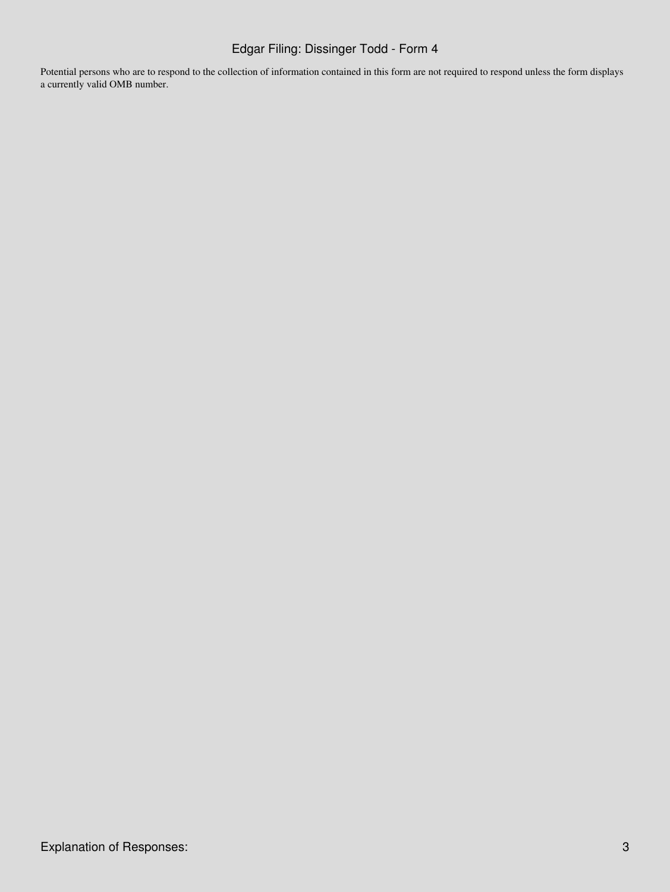Potential persons who are to respond to the collection of information contained in this form are not required to respond unless the form displays a currently valid OMB number.